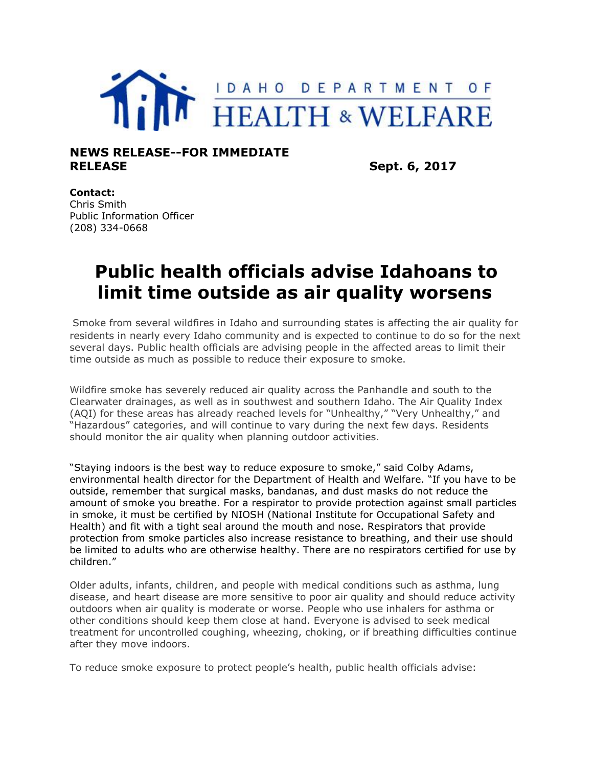IDAHO DEPARTMENT OF HEALTH & WELFARE

**NEWS RELEASE--FOR IMMEDIATE RELEASE** **Sept. 6, 2017**

**Contact:**
Chris Smith
Public Information Officer
(208) 334-0668

# Public health officials advise Idahoans to limit time outside as air quality worsens

Smoke from several wildfires in Idaho and surrounding states is affecting the air quality for residents in nearly every Idaho community and is expected to continue to do so for the next several days. Public health officials are advising people in the affected areas to limit their time outside as much as possible to reduce their exposure to smoke.

Wildfire smoke has severely reduced air quality across the Panhandle and south to the Clearwater drainages, as well as in southwest and southern Idaho. The Air Quality Index (AQI) for these areas has already reached levels for "Unhealthy," "Very Unhealthy," and "Hazardous" categories, and will continue to vary during the next few days. Residents should monitor the air quality when planning outdoor activities.

"Staying indoors is the best way to reduce exposure to smoke," said Colby Adams, environmental health director for the Department of Health and Welfare. "If you have to be outside, remember that surgical masks, bandanas, and dust masks do not reduce the amount of smoke you breathe. For a respirator to provide protection against small particles in smoke, it must be certified by NIOSH (National Institute for Occupational Safety and Health) and fit with a tight seal around the mouth and nose. Respirators that provide protection from smoke particles also increase resistance to breathing, and their use should be limited to adults who are otherwise healthy. There are no respirators certified for use by children."

Older adults, infants, children, and people with medical conditions such as asthma, lung disease, and heart disease are more sensitive to poor air quality and should reduce activity outdoors when air quality is moderate or worse. People who use inhalers for asthma or other conditions should keep them close at hand. Everyone is advised to seek medical treatment for uncontrolled coughing, wheezing, choking, or if breathing difficulties continue after they move indoors.

To reduce smoke exposure to protect people's health, public health officials advise: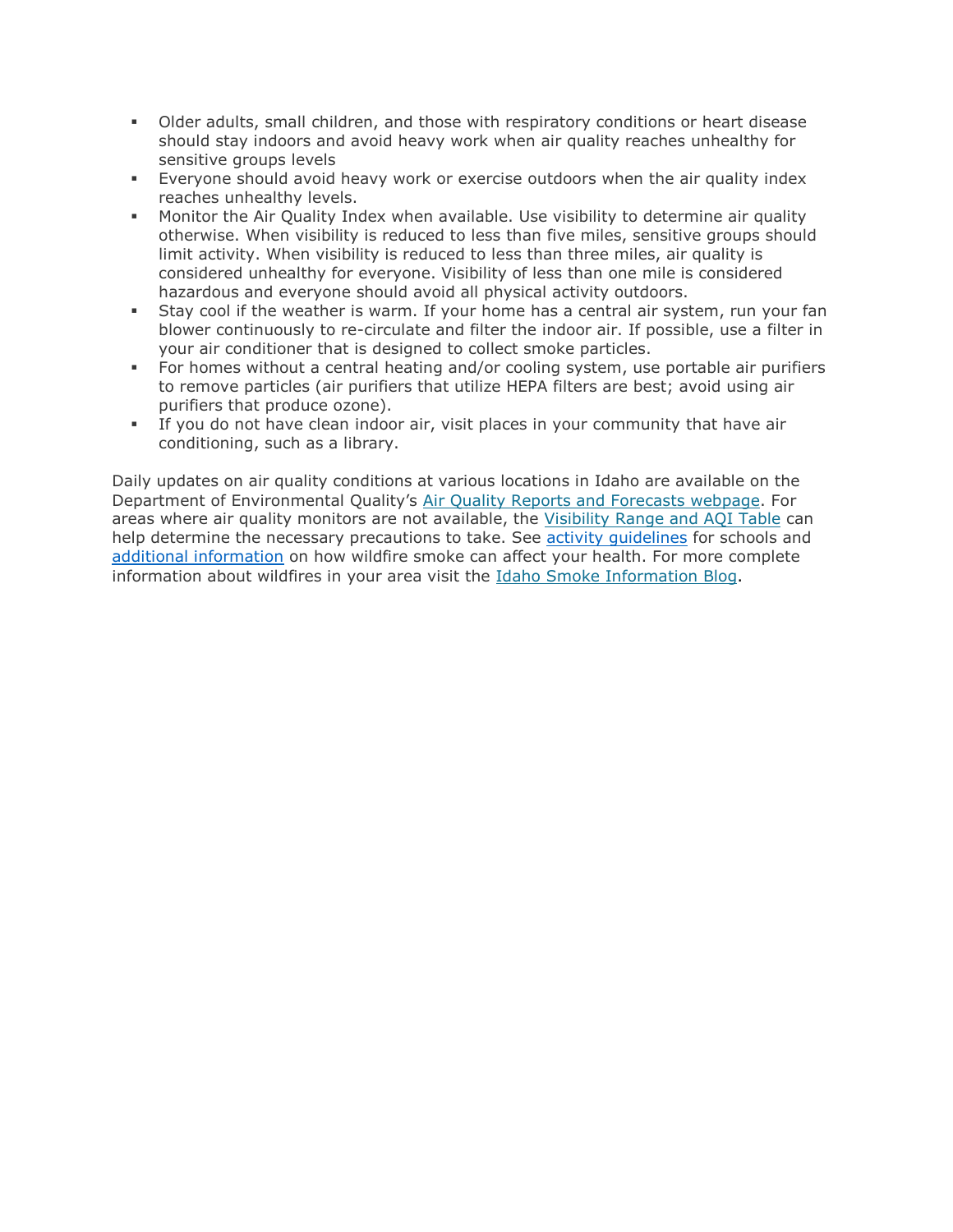- Older adults, small children, and those with respiratory conditions or heart disease should stay indoors and avoid heavy work when air quality reaches unhealthy for sensitive groups levels
- Everyone should avoid heavy work or exercise outdoors when the air quality index reaches unhealthy levels.
- Monitor the Air Quality Index when available. Use visibility to determine air quality otherwise. When visibility is reduced to less than five miles, sensitive groups should limit activity. When visibility is reduced to less than three miles, air quality is considered unhealthy for everyone. Visibility of less than one mile is considered hazardous and everyone should avoid all physical activity outdoors.
- Stay cool if the weather is warm. If your home has a central air system, run your fan blower continuously to re-circulate and filter the indoor air. If possible, use a filter in your air conditioner that is designed to collect smoke particles.
- For homes without a central heating and/or cooling system, use portable air purifiers to remove particles (air purifiers that utilize HEPA filters are best; avoid using air purifiers that produce ozone).
- If you do not have clean indoor air, visit places in your community that have air conditioning, such as a library.

Daily updates on air quality conditions at various locations in Idaho are available on the Department of Environmental Quality's Air Quality Reports and Forecasts webpage. For areas where air quality monitors are not available, the Visibility Range and AQI Table can help determine the necessary precautions to take. See activity guidelines for schools and additional information on how wildfire smoke can affect your health. For more complete information about wildfires in your area visit the Idaho Smoke Information Blog.